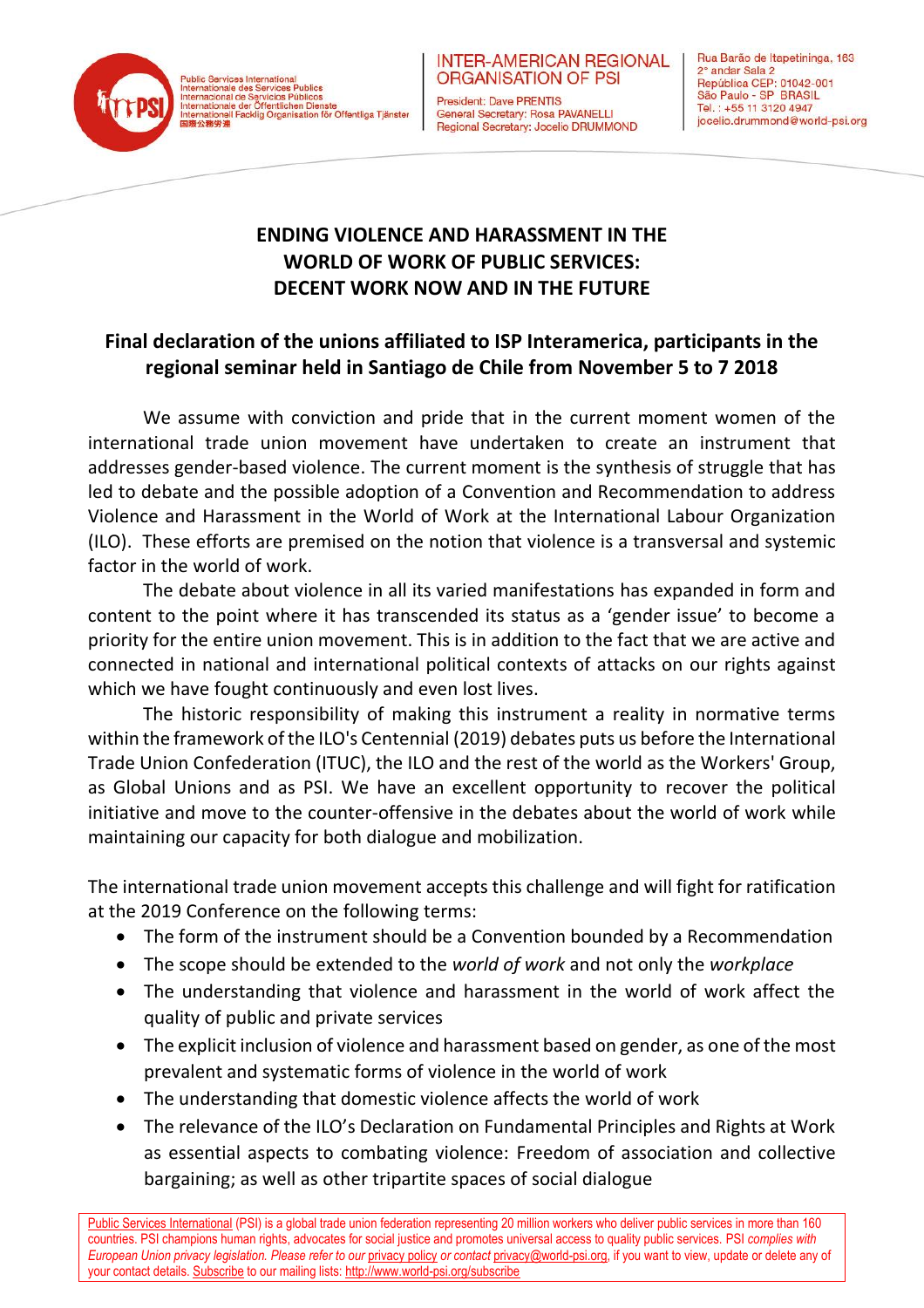Public Services International
Internationale des Services Publics
Internacional de Servicios Públicos
Internationale der Öffentlichen Dienste
Internationell Facklig Organisation för Offentliga Tjänster
国際公務労連

INTER-AMERICAN REGIONAL ORGANISATION OF PSI

President: Dave PRENTIS
General Secretary: Rosa PAVANELLI
Regional Secretary: Jocelio DRUMMOND

Rua Barão de Itapetininga, 163
2° andar Sala 2
República CEP: 01042-001
São Paulo - SP BRASIL
Tel. : +55 11 3120 4947
jocelio.drummond@world-psi.org

# ENDING VIOLENCE AND HARASSMENT IN THE WORLD OF WORK OF PUBLIC SERVICES: DECENT WORK NOW AND IN THE FUTURE

## Final declaration of the unions affiliated to ISP Interamerica, participants in the regional seminar held in Santiago de Chile from November 5 to 7 2018

We assume with conviction and pride that in the current moment women of the international trade union movement have undertaken to create an instrument that addresses gender-based violence. The current moment is the synthesis of struggle that has led to debate and the possible adoption of a Convention and Recommendation to address Violence and Harassment in the World of Work at the International Labour Organization (ILO). These efforts are premised on the notion that violence is a transversal and systemic factor in the world of work.

The debate about violence in all its varied manifestations has expanded in form and content to the point where it has transcended its status as a 'gender issue' to become a priority for the entire union movement. This is in addition to the fact that we are active and connected in national and international political contexts of attacks on our rights against which we have fought continuously and even lost lives.

The historic responsibility of making this instrument a reality in normative terms within the framework of the ILO's Centennial (2019) debates puts us before the International Trade Union Confederation (ITUC), the ILO and the rest of the world as the Workers' Group, as Global Unions and as PSI. We have an excellent opportunity to recover the political initiative and move to the counter-offensive in the debates about the world of work while maintaining our capacity for both dialogue and mobilization.

The international trade union movement accepts this challenge and will fight for ratification at the 2019 Conference on the following terms:

- The form of the instrument should be a Convention bounded by a Recommendation
- The scope should be extended to the *world of work* and not only the *workplace*
- The understanding that violence and harassment in the world of work affect the quality of public and private services
- The explicit inclusion of violence and harassment based on gender, as one of the most prevalent and systematic forms of violence in the world of work
- The understanding that domestic violence affects the world of work
- The relevance of the ILO's Declaration on Fundamental Principles and Rights at Work as essential aspects to combating violence: Freedom of association and collective bargaining; as well as other tripartite spaces of social dialogue

Public Services International (PSI) is a global trade union federation representing 20 million workers who deliver public services in more than 160 countries. PSI champions human rights, advocates for social justice and promotes universal access to quality public services. PSI *complies with European Union privacy legislation. Please refer to our* privacy policy *or contact* privacy@world-psi.org, if you want to view, update or delete any of your contact details. Subscribe to our mailing lists: http://www.world-psi.org/subscribe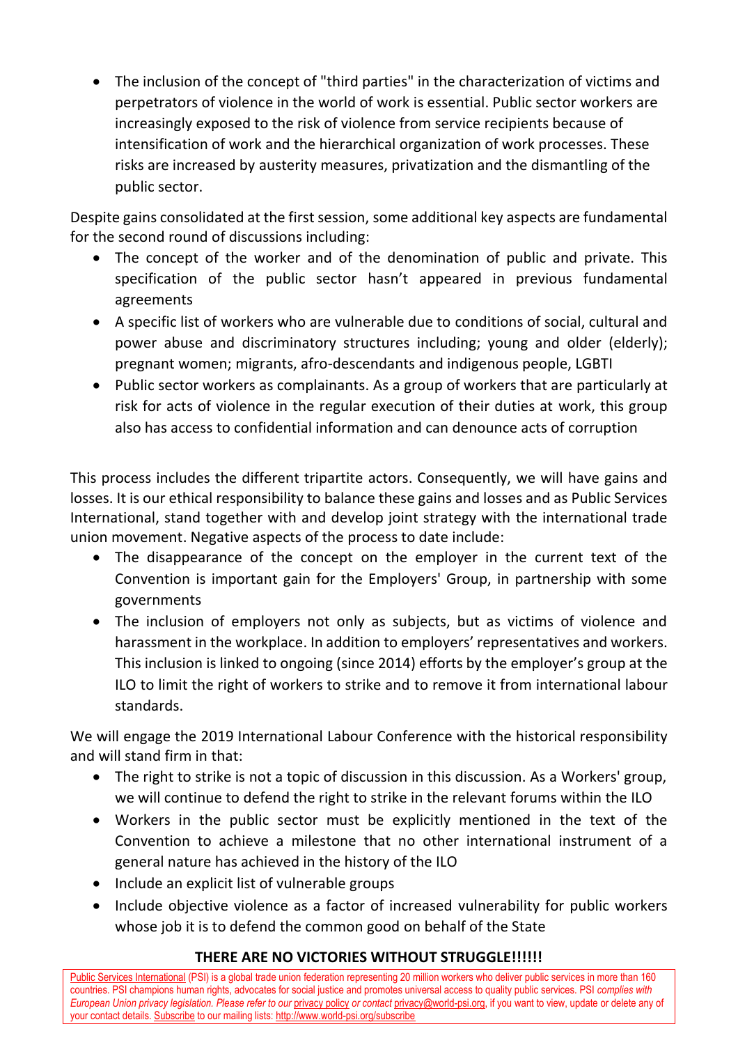- The inclusion of the concept of "third parties" in the characterization of victims and perpetrators of violence in the world of work is essential. Public sector workers are increasingly exposed to the risk of violence from service recipients because of intensification of work and the hierarchical organization of work processes. These risks are increased by austerity measures, privatization and the dismantling of the public sector.

Despite gains consolidated at the first session, some additional key aspects are fundamental for the second round of discussions including:

- The concept of the worker and of the denomination of public and private. This specification of the public sector hasn't appeared in previous fundamental agreements
- A specific list of workers who are vulnerable due to conditions of social, cultural and power abuse and discriminatory structures including; young and older (elderly); pregnant women; migrants, afro-descendants and indigenous people, LGBTI
- Public sector workers as complainants. As a group of workers that are particularly at risk for acts of violence in the regular execution of their duties at work, this group also has access to confidential information and can denounce acts of corruption

This process includes the different tripartite actors. Consequently, we will have gains and losses. It is our ethical responsibility to balance these gains and losses and as Public Services International, stand together with and develop joint strategy with the international trade union movement. Negative aspects of the process to date include:

- The disappearance of the concept on the employer in the current text of the Convention is important gain for the Employers' Group, in partnership with some governments
- The inclusion of employers not only as subjects, but as victims of violence and harassment in the workplace. In addition to employers' representatives and workers. This inclusion is linked to ongoing (since 2014) efforts by the employer's group at the ILO to limit the right of workers to strike and to remove it from international labour standards.

We will engage the 2019 International Labour Conference with the historical responsibility and will stand firm in that:

- The right to strike is not a topic of discussion in this discussion. As a Workers' group, we will continue to defend the right to strike in the relevant forums within the ILO
- Workers in the public sector must be explicitly mentioned in the text of the Convention to achieve a milestone that no other international instrument of a general nature has achieved in the history of the ILO
- Include an explicit list of vulnerable groups
- Include objective violence as a factor of increased vulnerability for public workers whose job it is to defend the common good on behalf of the State

**THERE ARE NO VICTORIES WITHOUT STRUGGLE!!!!!!**

Public Services International (PSI) is a global trade union federation representing 20 million workers who deliver public services in more than 160 countries. PSI champions human rights, advocates for social justice and promotes universal access to quality public services. PSI *complies with European Union privacy legislation. Please refer to our* privacy policy *or contact* privacy@world-psi.org, if you want to view, update or delete any of your contact details. Subscribe to our mailing lists: http://www.world-psi.org/subscribe